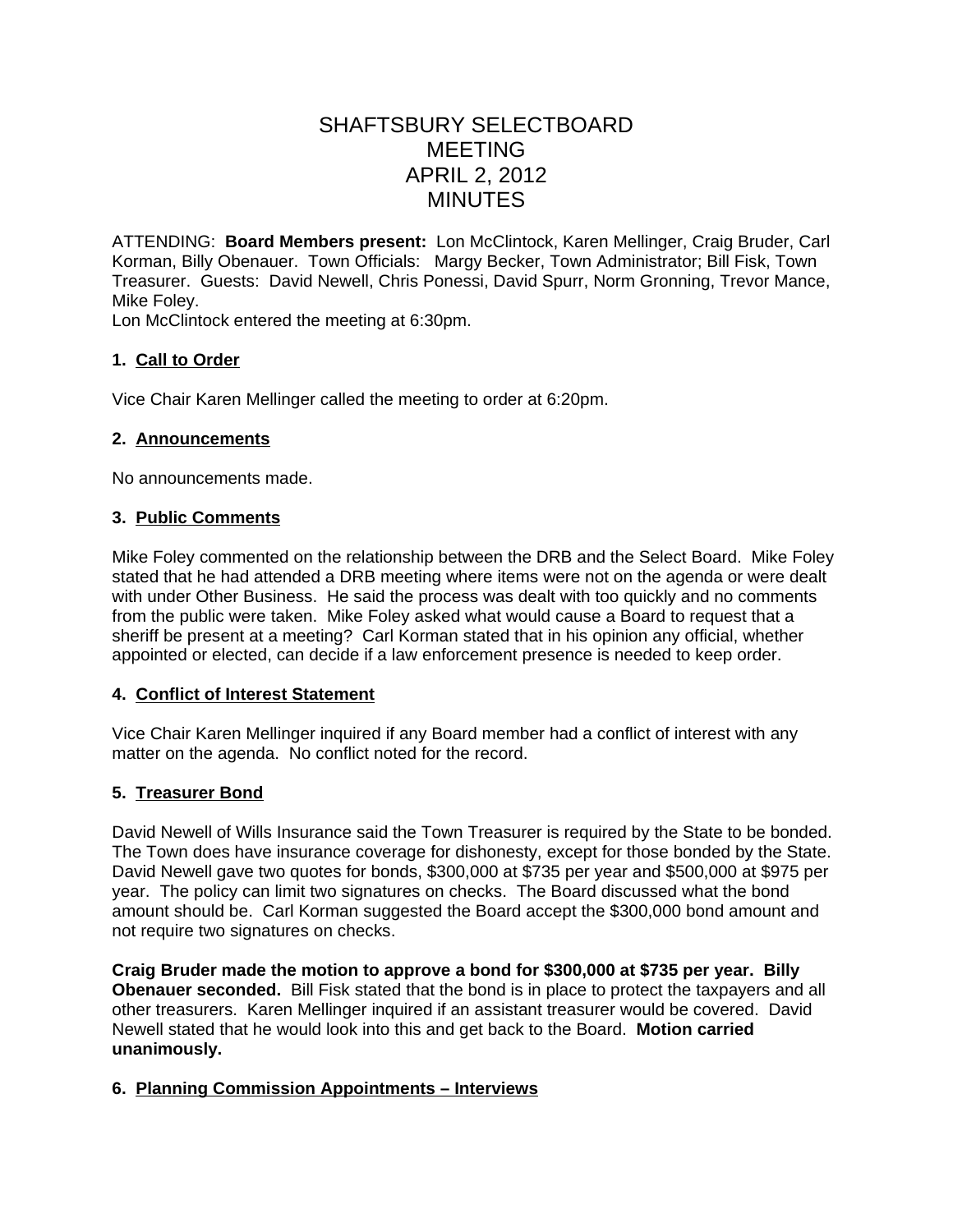# SHAFTSBURY SELECTBOARD
# MEETING
# APRIL 2, 2012
# MINUTES

ATTENDING: **Board Members present:** Lon McClintock, Karen Mellinger, Craig Bruder, Carl Korman, Billy Obenauer. Town Officials: Margy Becker, Town Administrator; Bill Fisk, Town Treasurer. Guests: David Newell, Chris Ponessi, David Spurr, Norm Gronning, Trevor Mance, Mike Foley.
Lon McClintock entered the meeting at 6:30pm.

**1. <u>Call to Order</u>**

Vice Chair Karen Mellinger called the meeting to order at 6:20pm.

**2. <u>Announcements</u>**

No announcements made.

**3. <u>Public Comments</u>**

Mike Foley commented on the relationship between the DRB and the Select Board. Mike Foley stated that he had attended a DRB meeting where items were not on the agenda or were dealt with under Other Business. He said the process was dealt with too quickly and no comments from the public were taken. Mike Foley asked what would cause a Board to request that a sheriff be present at a meeting? Carl Korman stated that in his opinion any official, whether appointed or elected, can decide if a law enforcement presence is needed to keep order.

**4. <u>Conflict of Interest Statement</u>**

Vice Chair Karen Mellinger inquired if any Board member had a conflict of interest with any matter on the agenda. No conflict noted for the record.

**5. <u>Treasurer Bond</u>**

David Newell of Wills Insurance said the Town Treasurer is required by the State to be bonded. The Town does have insurance coverage for dishonesty, except for those bonded by the State. David Newell gave two quotes for bonds, $300,000 at $735 per year and $500,000 at $975 per year. The policy can limit two signatures on checks. The Board discussed what the bond amount should be. Carl Korman suggested the Board accept the $300,000 bond amount and not require two signatures on checks.

**Craig Bruder made the motion to approve a bond for $300,000 at $735 per year. Billy Obenauer seconded.** Bill Fisk stated that the bond is in place to protect the taxpayers and all other treasurers. Karen Mellinger inquired if an assistant treasurer would be covered. David Newell stated that he would look into this and get back to the Board. **Motion carried unanimously.**

**6. <u>Planning Commission Appointments – Interviews</u>**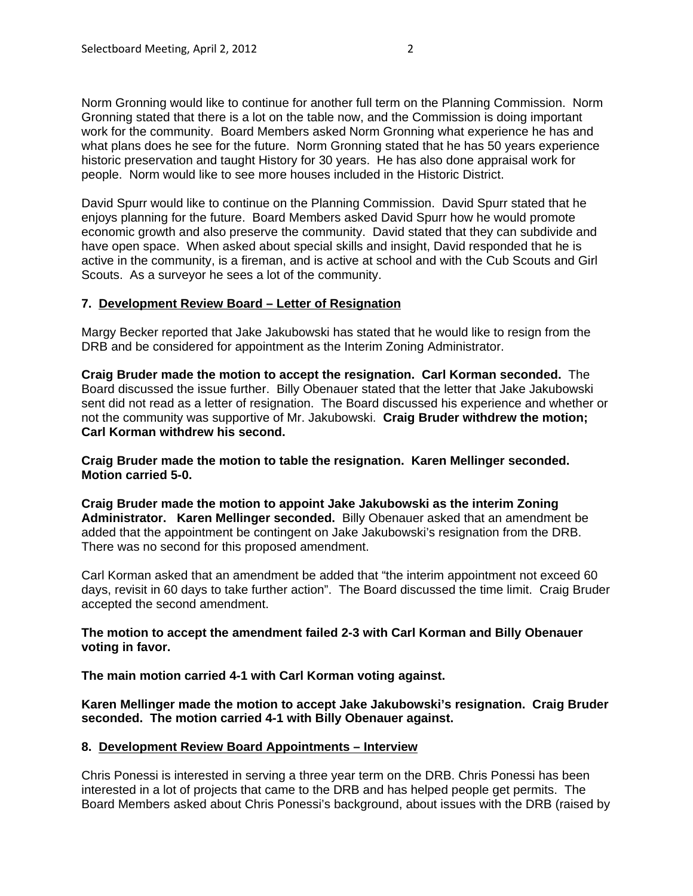Norm Gronning would like to continue for another full term on the Planning Commission. Norm Gronning stated that there is a lot on the table now, and the Commission is doing important work for the community. Board Members asked Norm Gronning what experience he has and what plans does he see for the future. Norm Gronning stated that he has 50 years experience historic preservation and taught History for 30 years. He has also done appraisal work for people. Norm would like to see more houses included in the Historic District.

David Spurr would like to continue on the Planning Commission. David Spurr stated that he enjoys planning for the future. Board Members asked David Spurr how he would promote economic growth and also preserve the community. David stated that they can subdivide and have open space. When asked about special skills and insight, David responded that he is active in the community, is a fireman, and is active at school and with the Cub Scouts and Girl Scouts. As a surveyor he sees a lot of the community.

**7. Development Review Board – Letter of Resignation**

Margy Becker reported that Jake Jakubowski has stated that he would like to resign from the DRB and be considered for appointment as the Interim Zoning Administrator.

**Craig Bruder made the motion to accept the resignation. Carl Korman seconded.** The Board discussed the issue further. Billy Obenauer stated that the letter that Jake Jakubowski sent did not read as a letter of resignation. The Board discussed his experience and whether or not the community was supportive of Mr. Jakubowski. **Craig Bruder withdrew the motion; Carl Korman withdrew his second.**

**Craig Bruder made the motion to table the resignation. Karen Mellinger seconded. Motion carried 5-0.**

**Craig Bruder made the motion to appoint Jake Jakubowski as the interim Zoning Administrator. Karen Mellinger seconded.** Billy Obenauer asked that an amendment be added that the appointment be contingent on Jake Jakubowski's resignation from the DRB. There was no second for this proposed amendment.

Carl Korman asked that an amendment be added that "the interim appointment not exceed 60 days, revisit in 60 days to take further action". The Board discussed the time limit. Craig Bruder accepted the second amendment.

**The motion to accept the amendment failed 2-3 with Carl Korman and Billy Obenauer voting in favor.**

**The main motion carried 4-1 with Carl Korman voting against.**

**Karen Mellinger made the motion to accept Jake Jakubowski's resignation. Craig Bruder seconded. The motion carried 4-1 with Billy Obenauer against.**

**8. Development Review Board Appointments – Interview**

Chris Ponessi is interested in serving a three year term on the DRB. Chris Ponessi has been interested in a lot of projects that came to the DRB and has helped people get permits. The Board Members asked about Chris Ponessi's background, about issues with the DRB (raised by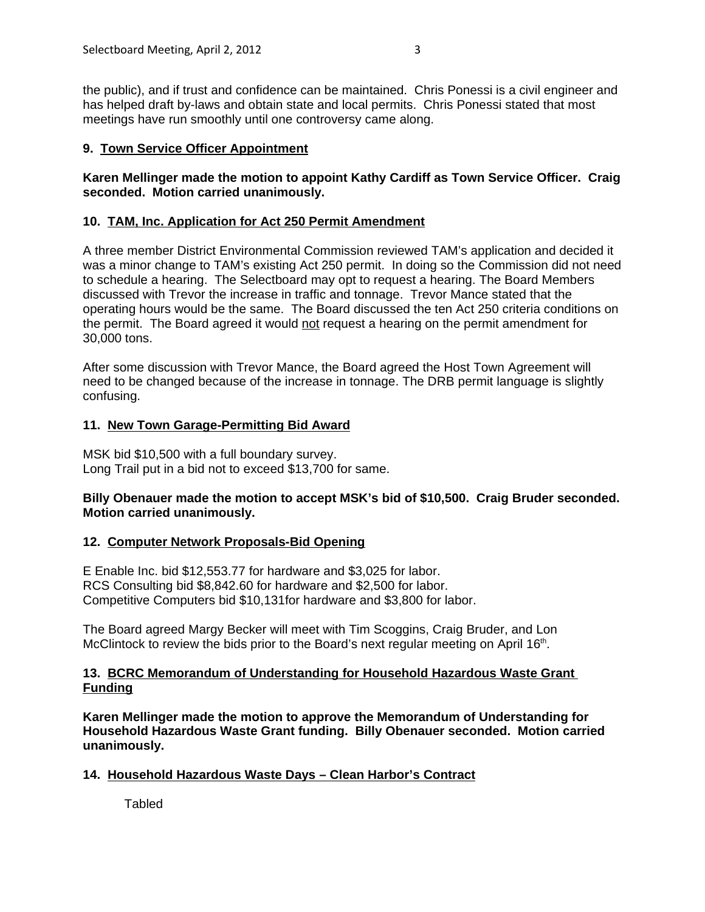the public), and if trust and confidence can be maintained. Chris Ponessi is a civil engineer and has helped draft by-laws and obtain state and local permits. Chris Ponessi stated that most meetings have run smoothly until one controversy came along.

**9. <u>Town Service Officer Appointment</u>**

**Karen Mellinger made the motion to appoint Kathy Cardiff as Town Service Officer. Craig seconded. Motion carried unanimously.**

**10. <u>TAM, Inc. Application for Act 250 Permit Amendment</u>**

A three member District Environmental Commission reviewed TAM's application and decided it was a minor change to TAM's existing Act 250 permit. In doing so the Commission did not need to schedule a hearing. The Selectboard may opt to request a hearing. The Board Members discussed with Trevor the increase in traffic and tonnage. Trevor Mance stated that the operating hours would be the same. The Board discussed the ten Act 250 criteria conditions on the permit. The Board agreed it would <u>not</u> request a hearing on the permit amendment for 30,000 tons.

After some discussion with Trevor Mance, the Board agreed the Host Town Agreement will need to be changed because of the increase in tonnage. The DRB permit language is slightly confusing.

**11. <u>New Town Garage-Permitting Bid Award</u>**

MSK bid $10,500 with a full boundary survey.
Long Trail put in a bid not to exceed $13,700 for same.

**Billy Obenauer made the motion to accept MSK's bid of $10,500. Craig Bruder seconded. Motion carried unanimously.**

**12. <u>Computer Network Proposals-Bid Opening</u>**

E Enable Inc. bid $12,553.77 for hardware and $3,025 for labor.
RCS Consulting bid $8,842.60 for hardware and $2,500 for labor.
Competitive Computers bid $10,131for hardware and $3,800 for labor.

The Board agreed Margy Becker will meet with Tim Scoggins, Craig Bruder, and Lon McClintock to review the bids prior to the Board's next regular meeting on April 16th.

**13. <u>BCRC Memorandum of Understanding for Household Hazardous Waste Grant Funding</u>**

**Karen Mellinger made the motion to approve the Memorandum of Understanding for Household Hazardous Waste Grant funding. Billy Obenauer seconded. Motion carried unanimously.**

**14. <u>Household Hazardous Waste Days – Clean Harbor's Contract</u>**

Tabled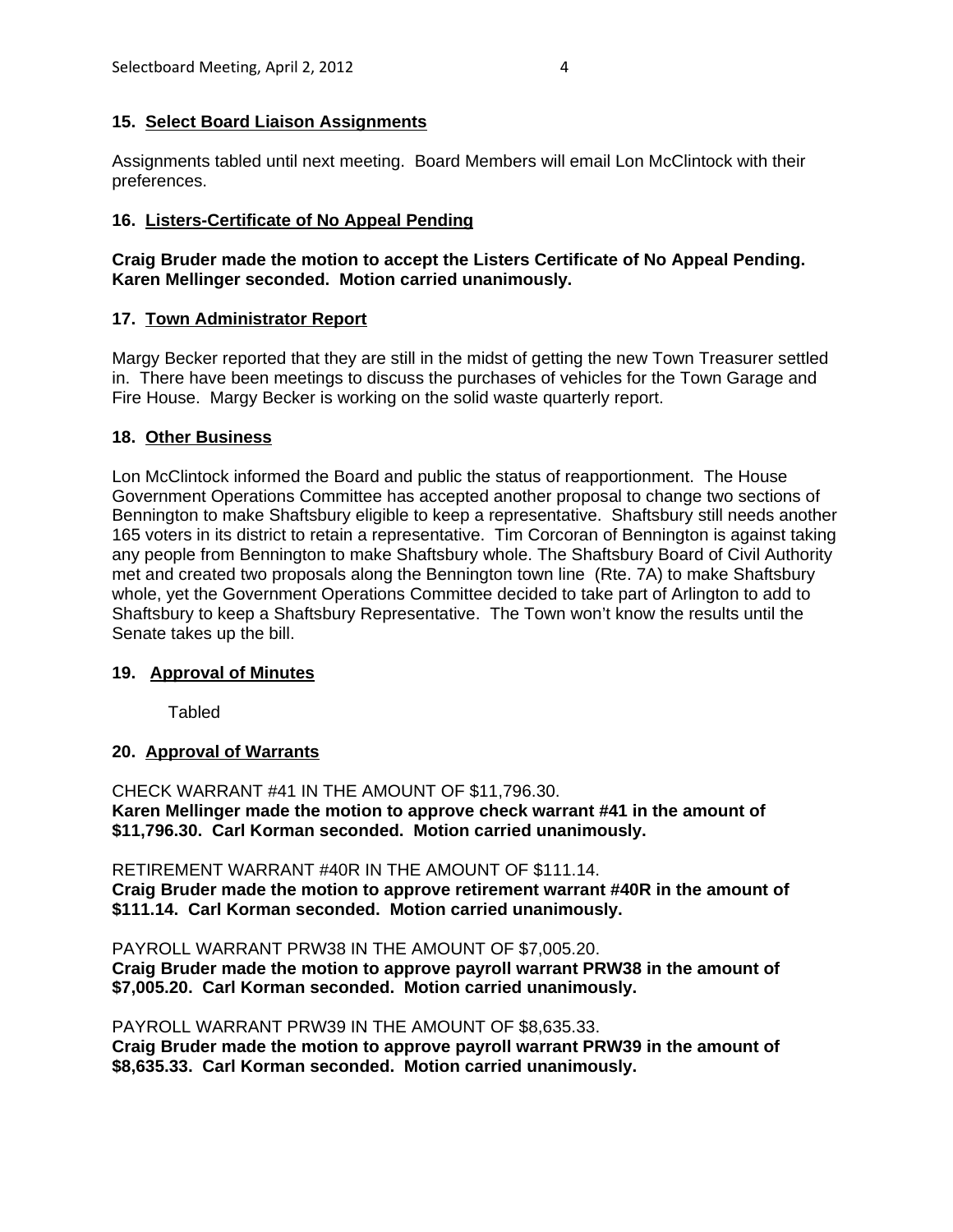**15. Select Board Liaison Assignments**

Assignments tabled until next meeting. Board Members will email Lon McClintock with their preferences.

**16. Listers-Certificate of No Appeal Pending**

**Craig Bruder made the motion to accept the Listers Certificate of No Appeal Pending. Karen Mellinger seconded. Motion carried unanimously.**

**17. Town Administrator Report**

Margy Becker reported that they are still in the midst of getting the new Town Treasurer settled in. There have been meetings to discuss the purchases of vehicles for the Town Garage and Fire House. Margy Becker is working on the solid waste quarterly report.

**18. Other Business**

Lon McClintock informed the Board and public the status of reapportionment. The House Government Operations Committee has accepted another proposal to change two sections of Bennington to make Shaftsbury eligible to keep a representative. Shaftsbury still needs another 165 voters in its district to retain a representative. Tim Corcoran of Bennington is against taking any people from Bennington to make Shaftsbury whole. The Shaftsbury Board of Civil Authority met and created two proposals along the Bennington town line (Rte. 7A) to make Shaftsbury whole, yet the Government Operations Committee decided to take part of Arlington to add to Shaftsbury to keep a Shaftsbury Representative. The Town won't know the results until the Senate takes up the bill.

**19. Approval of Minutes**

Tabled

**20. Approval of Warrants**

CHECK WARRANT #41 IN THE AMOUNT OF $11,796.30.
**Karen Mellinger made the motion to approve check warrant #41 in the amount of $11,796.30. Carl Korman seconded. Motion carried unanimously.**

RETIREMENT WARRANT #40R IN THE AMOUNT OF $111.14.
**Craig Bruder made the motion to approve retirement warrant #40R in the amount of $111.14. Carl Korman seconded. Motion carried unanimously.**

PAYROLL WARRANT PRW38 IN THE AMOUNT OF $7,005.20.
**Craig Bruder made the motion to approve payroll warrant PRW38 in the amount of $7,005.20. Carl Korman seconded. Motion carried unanimously.**

PAYROLL WARRANT PRW39 IN THE AMOUNT OF $8,635.33.
**Craig Bruder made the motion to approve payroll warrant PRW39 in the amount of $8,635.33. Carl Korman seconded. Motion carried unanimously.**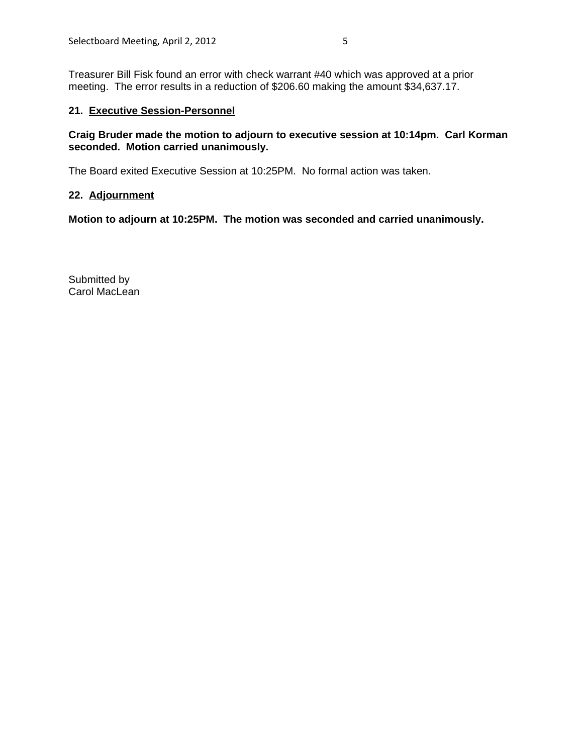Treasurer Bill Fisk found an error with check warrant #40 which was approved at a prior meeting. The error results in a reduction of $206.60 making the amount $34,637.17.

**21. Executive Session-Personnel**

**Craig Bruder made the motion to adjourn to executive session at 10:14pm. Carl Korman seconded. Motion carried unanimously.**

The Board exited Executive Session at 10:25PM. No formal action was taken.

**22. Adjournment**

**Motion to adjourn at 10:25PM. The motion was seconded and carried unanimously.**

Submitted by
Carol MacLean